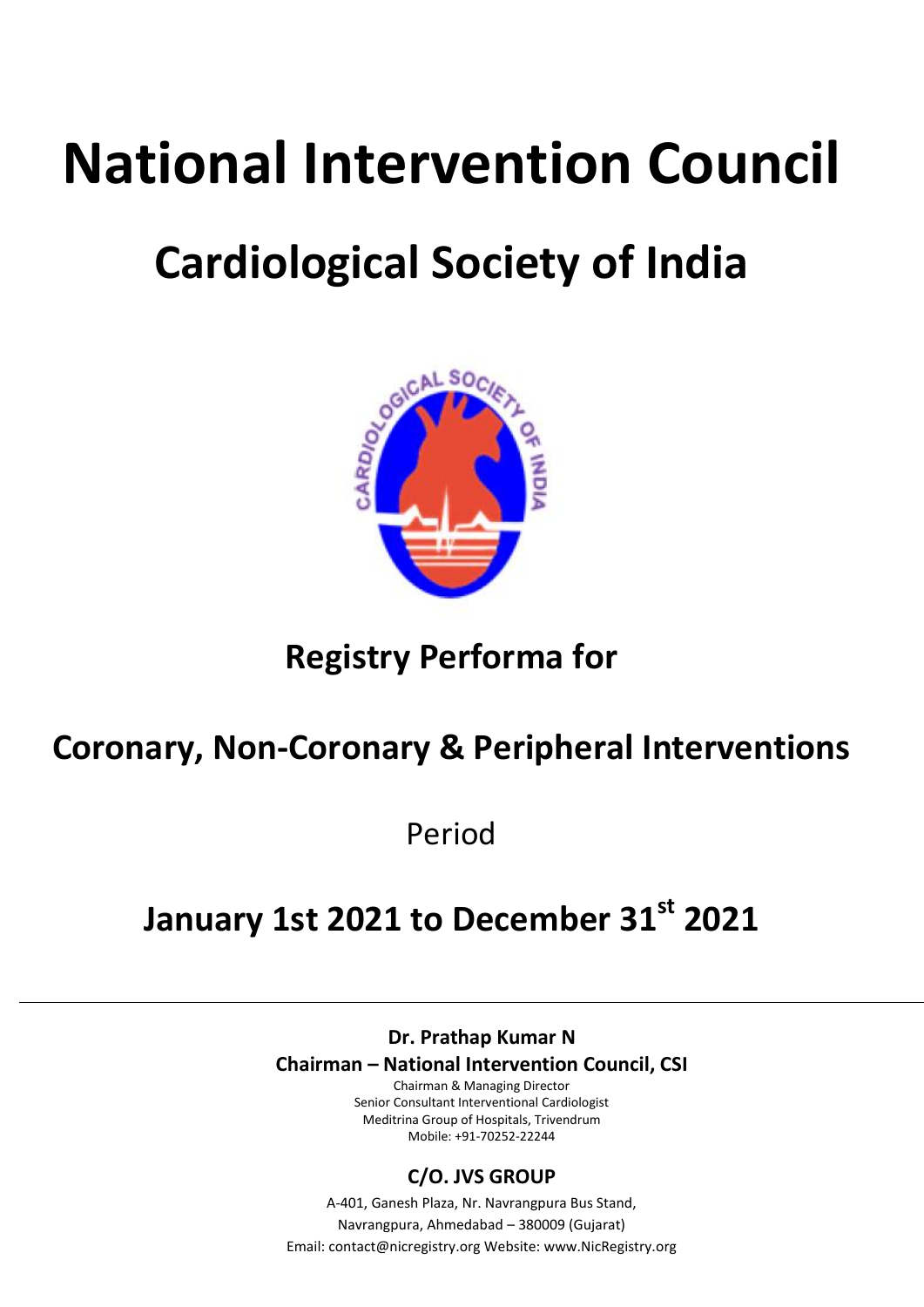# National Intervention Council

# Cardiological Society of India

## Registry Performa for

## Coronary, Non-Coronary & Peripheral Interventions

Period

## January 1st 2021 to December 31st 2021

---

**Dr. Prathap Kumar N**

**Chairman – National Intervention Council, CSI**

Chairman & Managing Director
Senior Consultant Interventional Cardiologist
Meditrina Group of Hospitals, Trivendrum
Mobile: +91-70252-22244

**C/O. JVS GROUP**

A-401, Ganesh Plaza, Nr. Navrangpura Bus Stand,
Navrangpura, Ahmedabad – 380009 (Gujarat)
Email: contact@nicregistry.org Website: www.NicRegistry.org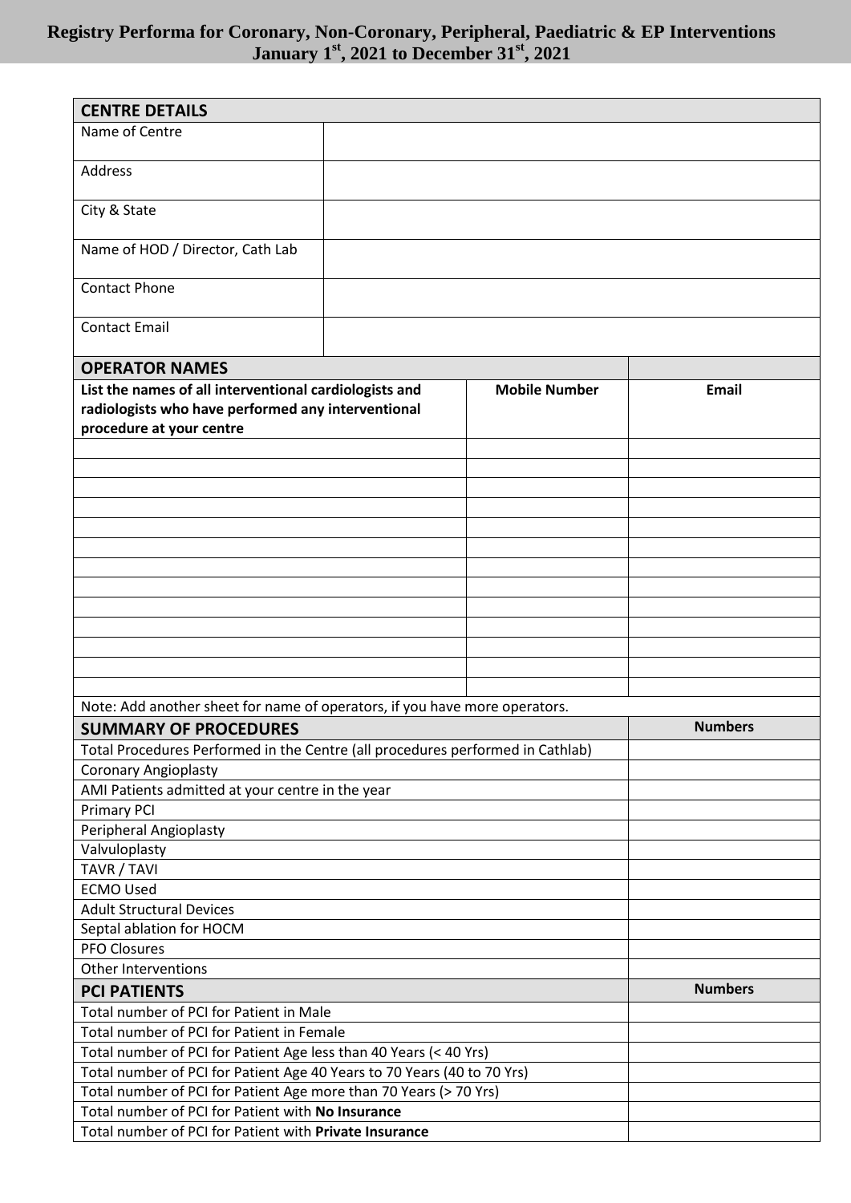# Registry Performa for Coronary, Non-Coronary, Peripheral, Paediatric & EP Interventions
## January 1st, 2021 to December 31st, 2021

| CENTRE DETAILS | |
|---|---|
| Name of Centre | |
| Address | |
| City & State | |
| Name of HOD / Director, Cath Lab | |
| Contact Phone | |
| Contact Email | |

| OPERATOR NAMES | | |
|---|---|---|
| **List the names of all interventional cardiologists and radiologists who have performed any interventional procedure at your centre** | **Mobile Number** | **Email** |
| | | |
| | | |
| | | |
| | | |
| | | |
| | | |
| | | |
| | | |
| | | |
| | | |
| | | |
| | | |
| | | |

Note: Add another sheet for name of operators, if you have more operators.

| SUMMARY OF PROCEDURES | Numbers |
|---|---|
| Total Procedures Performed in the Centre (all procedures performed in Cathlab) | |
| Coronary Angioplasty | |
| AMI Patients admitted at your centre in the year | |
| Primary PCI | |
| Peripheral Angioplasty | |
| Valvuloplasty | |
| TAVR / TAVI | |
| ECMO Used | |
| Adult Structural Devices | |
| Septal ablation for HOCM | |
| PFO Closures | |
| Other Interventions | |

| PCI PATIENTS | Numbers |
|---|---|
| Total number of PCI for Patient in Male | |
| Total number of PCI for Patient in Female | |
| Total number of PCI for Patient Age less than 40 Years (< 40 Yrs) | |
| Total number of PCI for Patient Age 40 Years to 70 Years (40 to 70 Yrs) | |
| Total number of PCI for Patient Age more than 70 Years (> 70 Yrs) | |
| Total number of PCI for Patient with **No Insurance** | |
| Total number of PCI for Patient with **Private Insurance** | |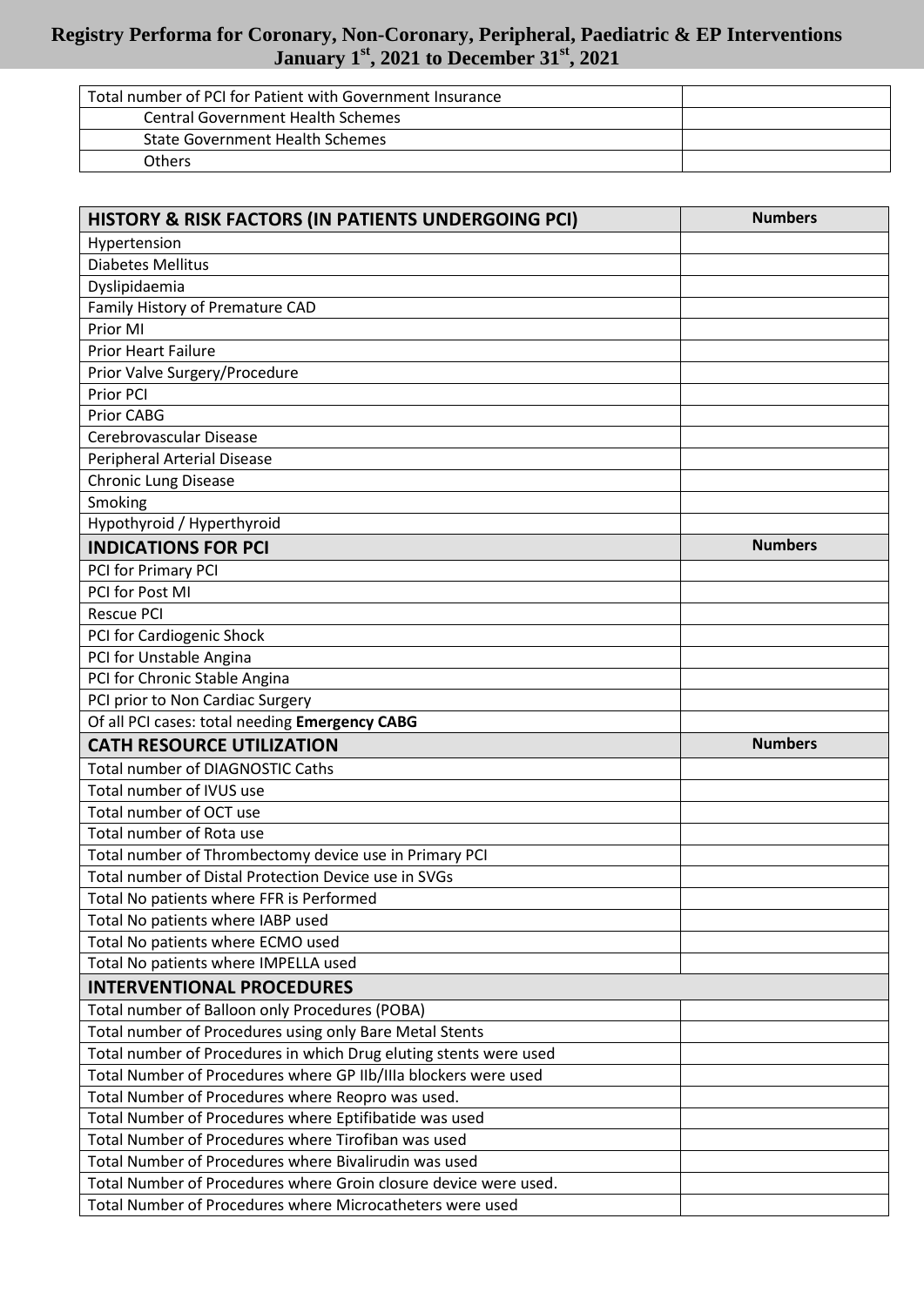| Total number of PCI for Patient with Government Insurance | |
|---|---|
| Central Government Health Schemes | |
| State Government Health Schemes | |
| Others | |

| **HISTORY & RISK FACTORS (IN PATIENTS UNDERGOING PCI)** | **Numbers** |
|---|---|
| Hypertension | |
| Diabetes Mellitus | |
| Dyslipidaemia | |
| Family History of Premature CAD | |
| Prior MI | |
| Prior Heart Failure | |
| Prior Valve Surgery/Procedure | |
| Prior PCI | |
| Prior CABG | |
| Cerebrovascular Disease | |
| Peripheral Arterial Disease | |
| Chronic Lung Disease | |
| Smoking | |
| Hypothyroid / Hyperthyroid | |
| **INDICATIONS FOR PCI** | **Numbers** |
| PCI for Primary PCI | |
| PCI for Post MI | |
| Rescue PCI | |
| PCI for Cardiogenic Shock | |
| PCI for Unstable Angina | |
| PCI for Chronic Stable Angina | |
| PCI prior to Non Cardiac Surgery | |
| Of all PCI cases: total needing **Emergency CABG** | |
| **CATH RESOURCE UTILIZATION** | **Numbers** |
| Total number of DIAGNOSTIC Caths | |
| Total number of IVUS use | |
| Total number of OCT use | |
| Total number of Rota use | |
| Total number of Thrombectomy device use in Primary PCI | |
| Total number of Distal Protection Device use in SVGs | |
| Total No patients where FFR is Performed | |
| Total No patients where IABP used | |
| Total No patients where ECMO used | |
| Total No patients where IMPELLA used | |
| **INTERVENTIONAL PROCEDURES** | |
| Total number of Balloon only Procedures (POBA) | |
| Total number of Procedures using only Bare Metal Stents | |
| Total number of Procedures in which Drug eluting stents were used | |
| Total Number of Procedures where GP IIb/IIIa blockers were used | |
| Total Number of Procedures where Reopro was used. | |
| Total Number of Procedures where Eptifibatide was used | |
| Total Number of Procedures where Tirofiban was used | |
| Total Number of Procedures where Bivalirudin was used | |
| Total Number of Procedures where Groin closure device were used. | |
| Total Number of Procedures where Microcatheters were used | |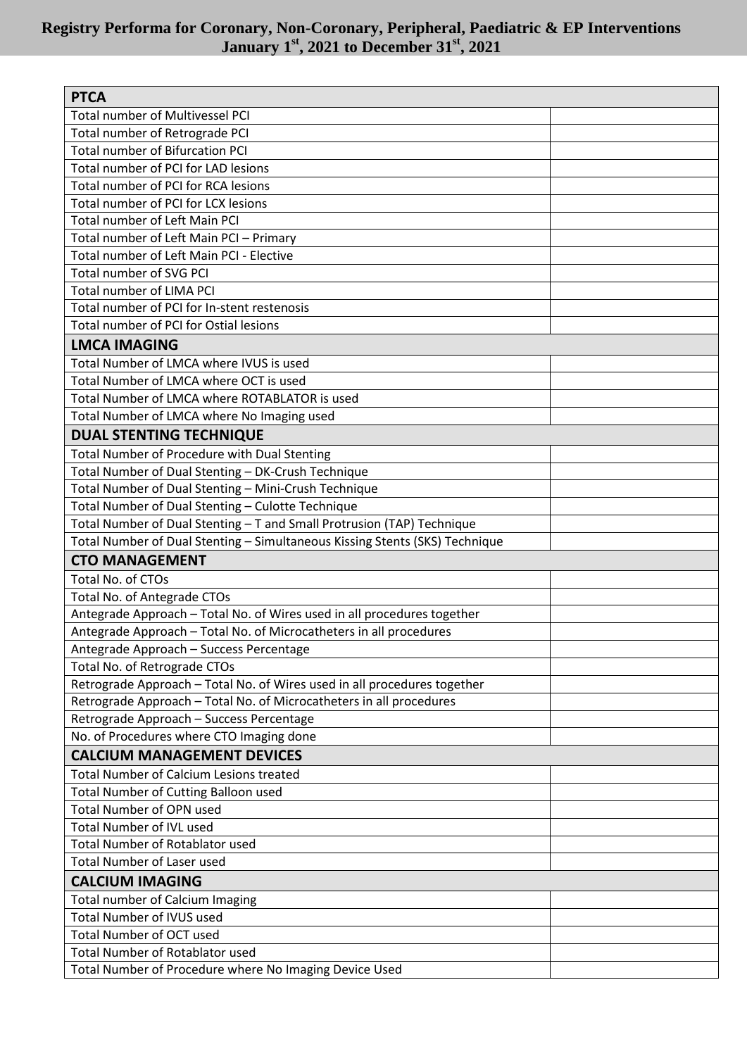# Registry Performa for Coronary, Non-Coronary, Peripheral, Paediatric & EP Interventions

## January 1st, 2021 to December 31st, 2021

| **PTCA** | |
|---|---|
| Total number of Multivessel PCI | |
| Total number of Retrograde PCI | |
| Total number of Bifurcation PCI | |
| Total number of PCI for LAD lesions | |
| Total number of PCI for RCA lesions | |
| Total number of PCI for LCX lesions | |
| Total number of Left Main PCI | |
| Total number of Left Main PCI – Primary | |
| Total number of Left Main PCI - Elective | |
| Total number of SVG PCI | |
| Total number of LIMA PCI | |
| Total number of PCI for In-stent restenosis | |
| Total number of PCI for Ostial lesions | |
| **LMCA IMAGING** | |
| Total Number of LMCA where IVUS is used | |
| Total Number of LMCA where OCT is used | |
| Total Number of LMCA where ROTABLATOR is used | |
| Total Number of LMCA where No Imaging used | |
| **DUAL STENTING TECHNIQUE** | |
| Total Number of Procedure with Dual Stenting | |
| Total Number of Dual Stenting – DK-Crush Technique | |
| Total Number of Dual Stenting – Mini-Crush Technique | |
| Total Number of Dual Stenting – Culotte Technique | |
| Total Number of Dual Stenting – T and Small Protrusion (TAP) Technique | |
| Total Number of Dual Stenting – Simultaneous Kissing Stents (SKS) Technique | |
| **CTO MANAGEMENT** | |
| Total No. of CTOs | |
| Total No. of Antegrade CTOs | |
| Antegrade Approach – Total No. of Wires used in all procedures together | |
| Antegrade Approach – Total No. of Microcatheters in all procedures | |
| Antegrade Approach – Success Percentage | |
| Total No. of Retrograde CTOs | |
| Retrograde Approach – Total No. of Wires used in all procedures together | |
| Retrograde Approach – Total No. of Microcatheters in all procedures | |
| Retrograde Approach – Success Percentage | |
| No. of Procedures where CTO Imaging done | |
| **CALCIUM MANAGEMENT DEVICES** | |
| Total Number of Calcium Lesions treated | |
| Total Number of Cutting Balloon used | |
| Total Number of OPN used | |
| Total Number of IVL used | |
| Total Number of Rotablator used | |
| Total Number of Laser used | |
| **CALCIUM IMAGING** | |
| Total number of Calcium Imaging | |
| Total Number of IVUS used | |
| Total Number of OCT used | |
| Total Number of Rotablator used | |
| Total Number of Procedure where No Imaging Device Used | |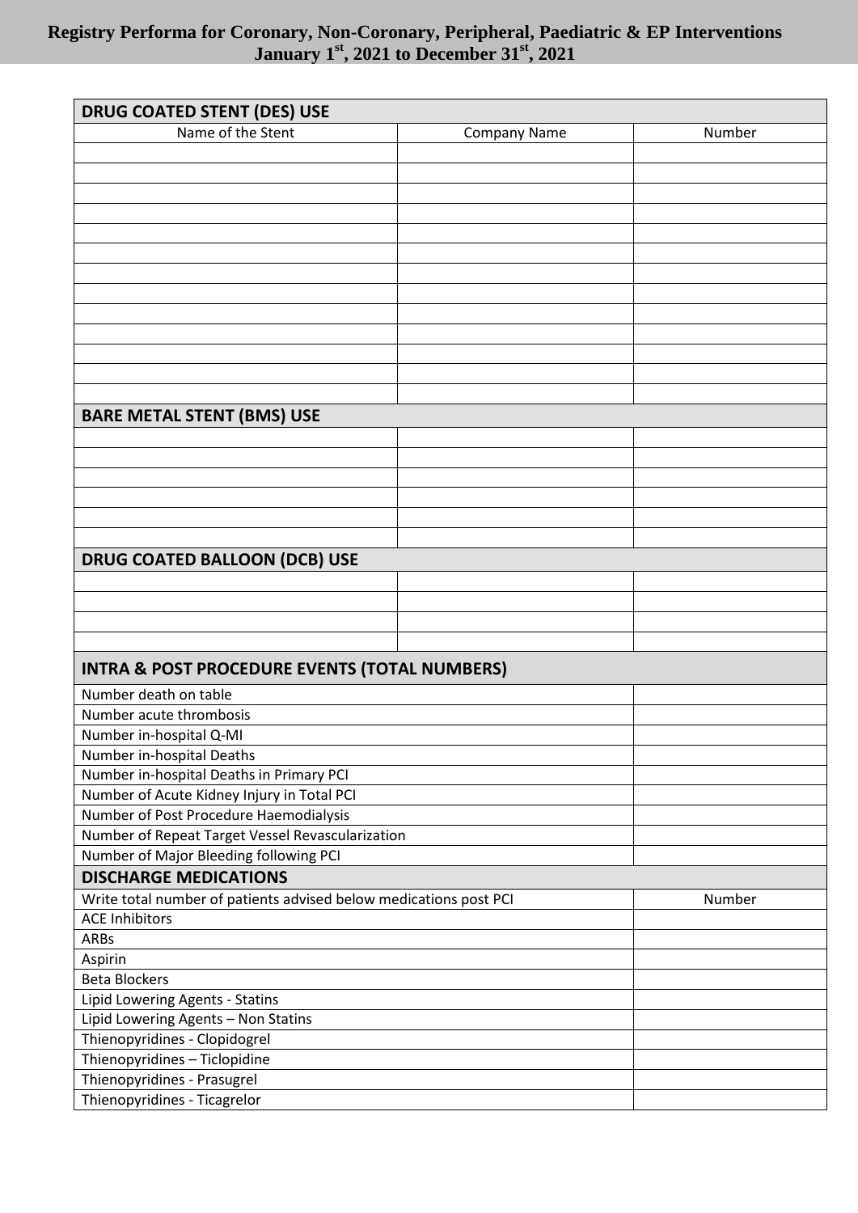**Registry Performa for Coronary, Non-Coronary, Peripheral, Paediatric & EP Interventions**
**January 1st, 2021 to December 31st, 2021**

| DRUG COATED STENT (DES) USE | | |
|---|---|---|
| Name of the Stent | Company Name | Number |
| | | |
| | | |
| | | |
| | | |
| | | |
| | | |
| | | |
| | | |
| | | |
| | | |
| | | |
| | | |
| | | |
| **BARE METAL STENT (BMS) USE** | | |
| | | |
| | | |
| | | |
| | | |
| | | |
| | | |
| **DRUG COATED BALLOON (DCB) USE** | | |
| | | |
| | | |
| | | |
| | | |

| INTRA & POST PROCEDURE EVENTS (TOTAL NUMBERS) | |
|---|---|
| Number death on table | |
| Number acute thrombosis | |
| Number in-hospital Q-MI | |
| Number in-hospital Deaths | |
| Number in-hospital Deaths in Primary PCI | |
| Number of Acute Kidney Injury in Total PCI | |
| Number of Post Procedure Haemodialysis | |
| Number of Repeat Target Vessel Revascularization | |
| Number of Major Bleeding following PCI | |

| DISCHARGE MEDICATIONS | |
|---|---|
| Write total number of patients advised below medications post PCI | Number |
| ACE Inhibitors | |
| ARBs | |
| Aspirin | |
| Beta Blockers | |
| Lipid Lowering Agents - Statins | |
| Lipid Lowering Agents – Non Statins | |
| Thienopyridines - Clopidogrel | |
| Thienopyridines – Ticlopidine | |
| Thienopyridines - Prasugrel | |
| Thienopyridines - Ticagrelor | |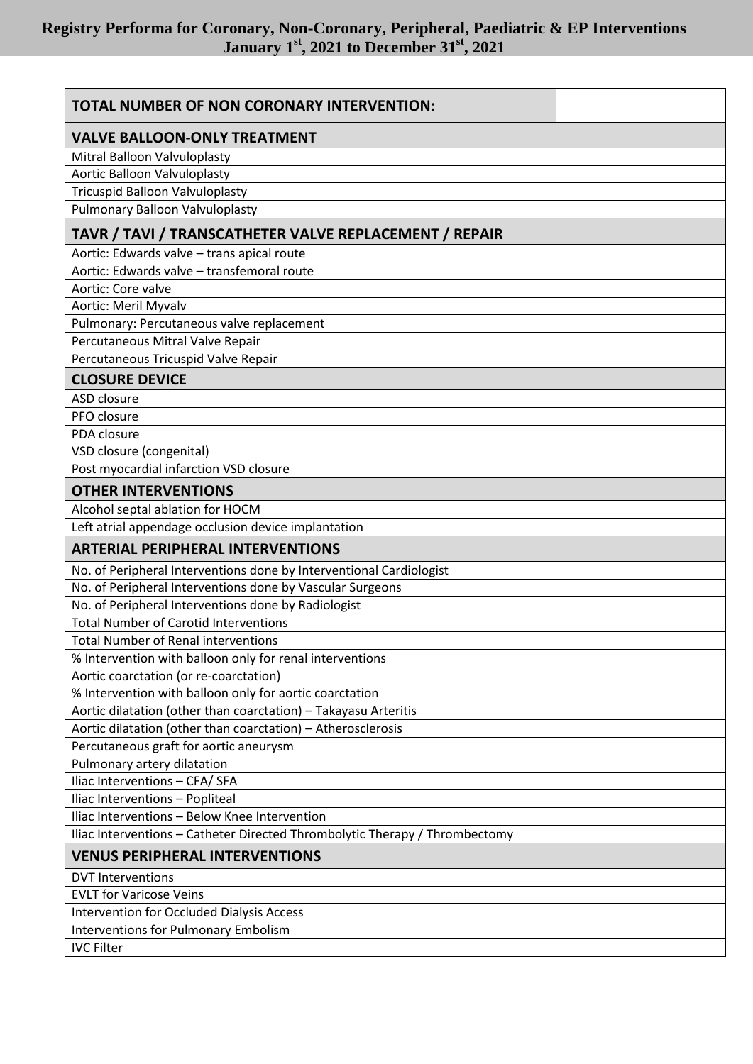# Registry Performa for Coronary, Non-Coronary, Peripheral, Paediatric & EP Interventions
## January 1st, 2021 to December 31st, 2021

| **TOTAL NUMBER OF NON CORONARY INTERVENTION:** | |
|---|---|
| **VALVE BALLOON-ONLY TREATMENT** | |
| Mitral Balloon Valvuloplasty | |
| Aortic Balloon Valvuloplasty | |
| Tricuspid Balloon Valvuloplasty | |
| Pulmonary Balloon Valvuloplasty | |
| **TAVR / TAVI / TRANSCATHETER VALVE REPLACEMENT / REPAIR** | |
| Aortic: Edwards valve – trans apical route | |
| Aortic: Edwards valve – transfemoral route | |
| Aortic: Core valve | |
| Aortic: Meril Myvalv | |
| Pulmonary: Percutaneous valve replacement | |
| Percutaneous Mitral Valve Repair | |
| Percutaneous Tricuspid Valve Repair | |
| **CLOSURE DEVICE** | |
| ASD closure | |
| PFO closure | |
| PDA closure | |
| VSD closure (congenital) | |
| Post myocardial infarction VSD closure | |
| **OTHER INTERVENTIONS** | |
| Alcohol septal ablation for HOCM | |
| Left atrial appendage occlusion device implantation | |
| **ARTERIAL PERIPHERAL INTERVENTIONS** | |
| No. of Peripheral Interventions done by Interventional Cardiologist | |
| No. of Peripheral Interventions done by Vascular Surgeons | |
| No. of Peripheral Interventions done by Radiologist | |
| Total Number of Carotid Interventions | |
| Total Number of Renal interventions | |
| % Intervention with balloon only for renal interventions | |
| Aortic coarctation (or re-coarctation) | |
| % Intervention with balloon only for aortic coarctation | |
| Aortic dilatation (other than coarctation) – Takayasu Arteritis | |
| Aortic dilatation (other than coarctation) – Atherosclerosis | |
| Percutaneous graft for aortic aneurysm | |
| Pulmonary artery dilatation | |
| Iliac Interventions – CFA/ SFA | |
| Iliac Interventions – Popliteal | |
| Iliac Interventions – Below Knee Intervention | |
| Iliac Interventions – Catheter Directed Thrombolytic Therapy / Thrombectomy | |
| **VENUS PERIPHERAL INTERVENTIONS** | |
| DVT Interventions | |
| EVLT for Varicose Veins | |
| Intervention for Occluded Dialysis Access | |
| Interventions for Pulmonary Embolism | |
| IVC Filter | |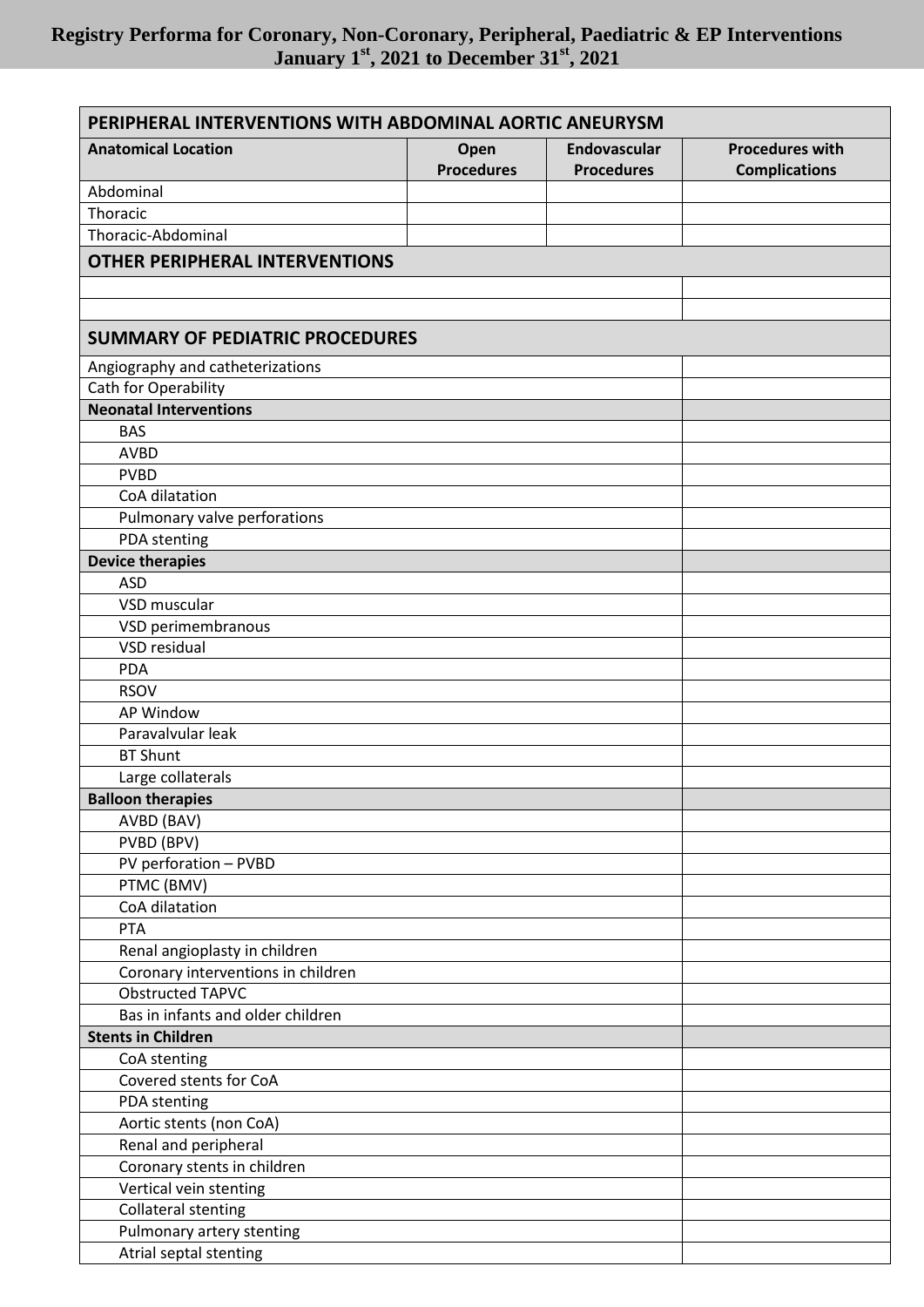## Registry Performa for Coronary, Non-Coronary, Peripheral, Paediatric & EP Interventions
## January 1st, 2021 to December 31st, 2021

| PERIPHERAL INTERVENTIONS WITH ABDOMINAL AORTIC ANEURYSM | | | |
|---|---|---|---|
| **Anatomical Location** | **Open Procedures** | **Endovascular Procedures** | **Procedures with Complications** |
| Abdominal | | | |
| Thoracic | | | |
| Thoracic-Abdominal | | | |

| OTHER PERIPHERAL INTERVENTIONS | |
|---|---|
| | |
| | |

| SUMMARY OF PEDIATRIC PROCEDURES | |
|---|---|
| Angiography and catheterizations | |
| Cath for Operability | |
| **Neonatal Interventions** | |
| BAS | |
| AVBD | |
| PVBD | |
| CoA dilatation | |
| Pulmonary valve perforations | |
| PDA stenting | |
| **Device therapies** | |
| ASD | |
| VSD muscular | |
| VSD perimembranous | |
| VSD residual | |
| PDA | |
| RSOV | |
| AP Window | |
| Paravalvular leak | |
| BT Shunt | |
| Large collaterals | |
| **Balloon therapies** | |
| AVBD (BAV) | |
| PVBD (BPV) | |
| PV perforation – PVBD | |
| PTMC (BMV) | |
| CoA dilatation | |
| PTA | |
| Renal angioplasty in children | |
| Coronary interventions in children | |
| Obstructed TAPVC | |
| Bas in infants and older children | |
| **Stents in Children** | |
| CoA stenting | |
| Covered stents for CoA | |
| PDA stenting | |
| Aortic stents (non CoA) | |
| Renal and peripheral | |
| Coronary stents in children | |
| Vertical vein stenting | |
| Collateral stenting | |
| Pulmonary artery stenting | |
| Atrial septal stenting | |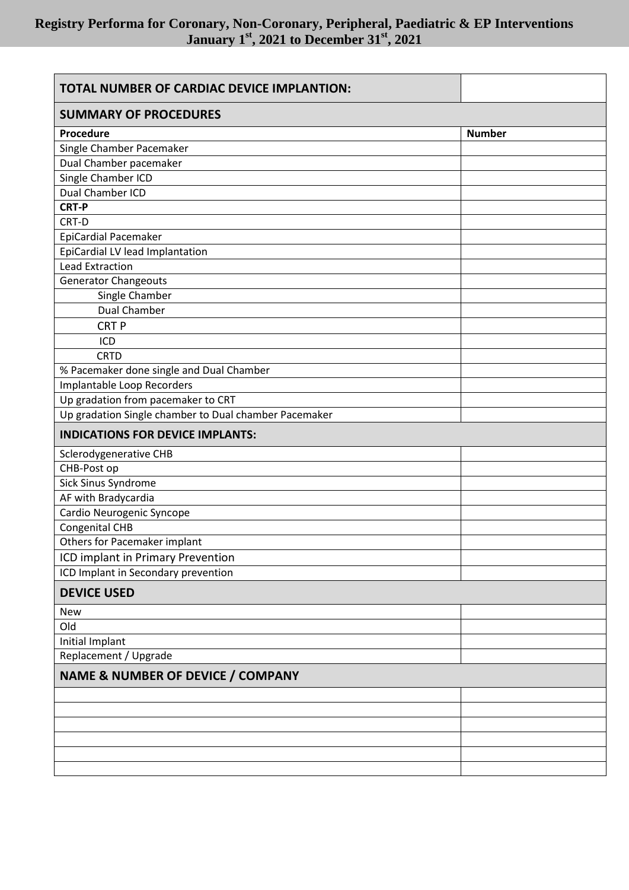# Registry Performa for Coronary, Non-Coronary, Peripheral, Paediatric & EP Interventions
## January 1st, 2021 to December 31st, 2021

| **TOTAL NUMBER OF CARDIAC DEVICE IMPLANTION:** | |
|---|---|
| **SUMMARY OF PROCEDURES** | |
| **Procedure** | **Number** |
| Single Chamber Pacemaker | |
| Dual Chamber pacemaker | |
| Single Chamber ICD | |
| Dual Chamber ICD | |
| **CRT-P** | |
| CRT-D | |
| EpiCardial Pacemaker | |
| EpiCardial LV lead Implantation | |
| Lead Extraction | |
| Generator Changeouts | |
| Single Chamber | |
| Dual Chamber | |
| CRT P | |
| ICD | |
| CRTD | |
| % Pacemaker done single and Dual Chamber | |
| Implantable Loop Recorders | |
| Up gradation from pacemaker to CRT | |
| Up gradation Single chamber to Dual chamber Pacemaker | |
| **INDICATIONS FOR DEVICE IMPLANTS:** | |
| Sclerodygenerative CHB | |
| CHB-Post op | |
| Sick Sinus Syndrome | |
| AF with Bradycardia | |
| Cardio Neurogenic Syncope | |
| Congenital CHB | |
| Others for Pacemaker implant | |
| ICD implant in Primary Prevention | |
| ICD Implant in Secondary prevention | |
| **DEVICE USED** | |
| New | |
| Old | |
| Initial Implant | |
| Replacement / Upgrade | |
| **NAME & NUMBER OF DEVICE / COMPANY** | |
| | |
| | |
| | |
| | |
| | |
| | |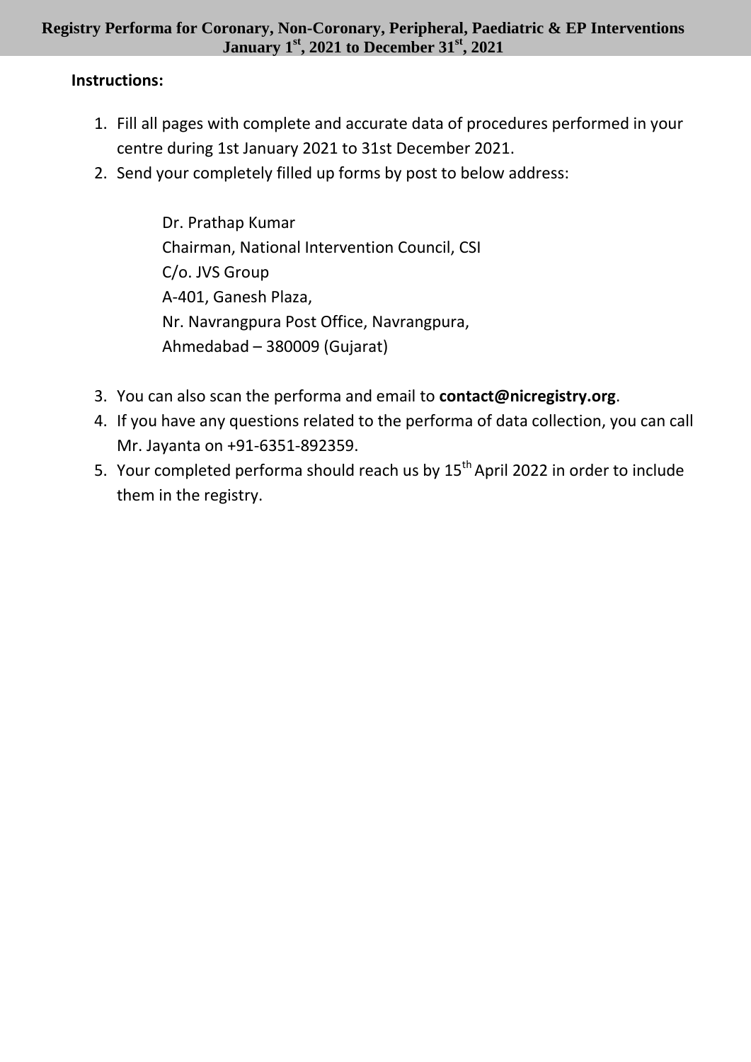# Registry Performa for Coronary, Non-Coronary, Peripheral, Paediatric & EP Interventions
## January 1st, 2021 to December 31st, 2021

**Instructions:**

1. Fill all pages with complete and accurate data of procedures performed in your centre during 1st January 2021 to 31st December 2021.
2. Send your completely filled up forms by post to below address:

   Dr. Prathap Kumar
   Chairman, National Intervention Council, CSI
   C/o. JVS Group
   A-401, Ganesh Plaza,
   Nr. Navrangpura Post Office, Navrangpura,
   Ahmedabad – 380009 (Gujarat)

3. You can also scan the performa and email to **contact@nicregistry.org**.
4. If you have any questions related to the performa of data collection, you can call Mr. Jayanta on +91-6351-892359.
5. Your completed performa should reach us by 15th April 2022 in order to include them in the registry.